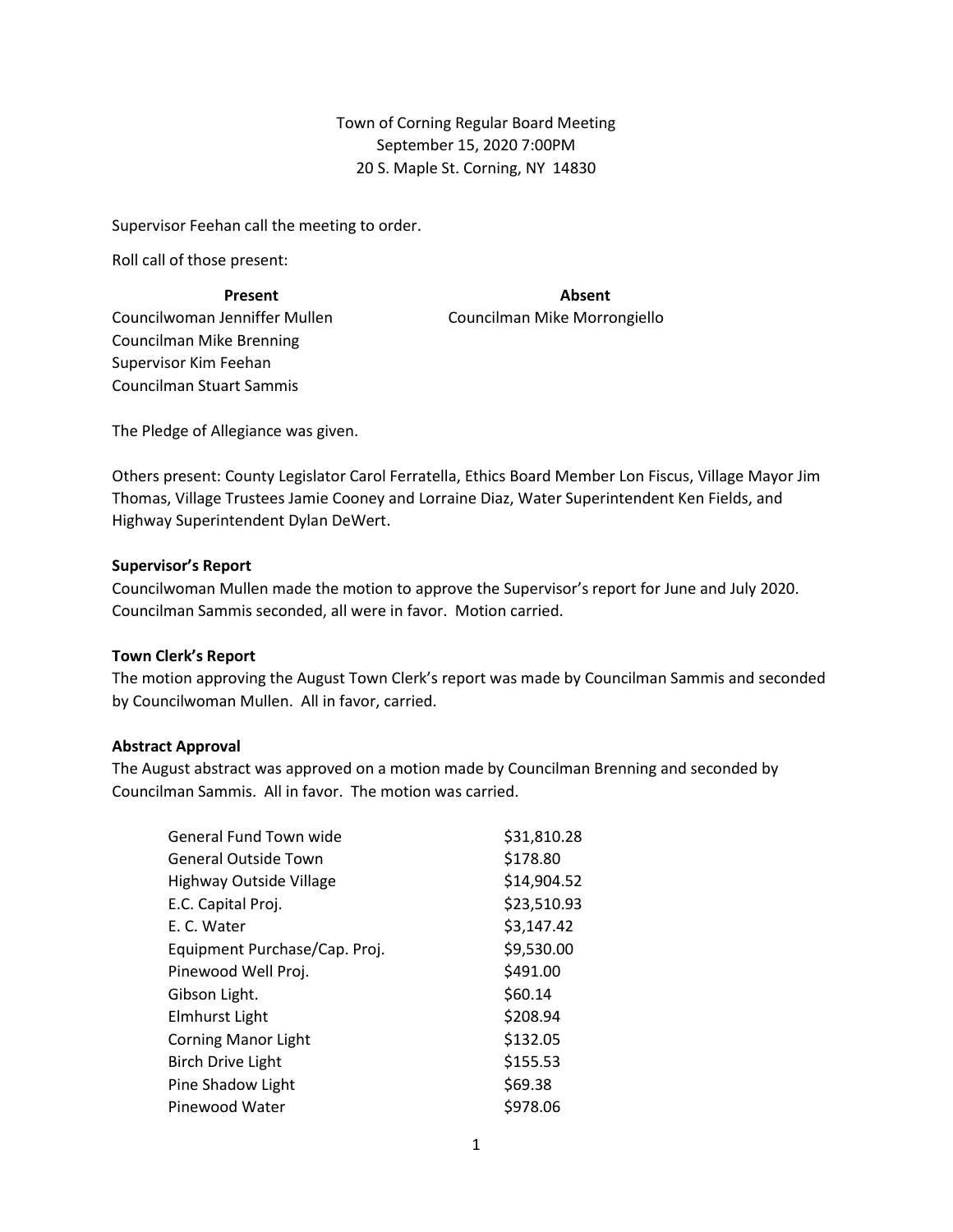Town of Corning Regular Board Meeting
September 15, 2020 7:00PM
20 S. Maple St. Corning, NY 14830

Supervisor Feehan call the meeting to order.

Roll call of those present:

| Present | Absent |
|---|---|
| Councilwoman Jenniffer Mullen | Councilman Mike Morrongiello |
| Councilman Mike Brenning | |
| Supervisor Kim Feehan | |
| Councilman Stuart Sammis | |

The Pledge of Allegiance was given.

Others present: County Legislator Carol Ferratella, Ethics Board Member Lon Fiscus, Village Mayor Jim Thomas, Village Trustees Jamie Cooney and Lorraine Diaz, Water Superintendent Ken Fields, and Highway Superintendent Dylan DeWert.

**Supervisor's Report**

Councilwoman Mullen made the motion to approve the Supervisor's report for June and July 2020. Councilman Sammis seconded, all were in favor. Motion carried.

**Town Clerk's Report**

The motion approving the August Town Clerk's report was made by Councilman Sammis and seconded by Councilwoman Mullen. All in favor, carried.

**Abstract Approval**

The August abstract was approved on a motion made by Councilman Brenning and seconded by Councilman Sammis. All in favor. The motion was carried.

| | |
|---|---|
| General Fund Town wide | $31,810.28 |
| General Outside Town | $178.80 |
| Highway Outside Village | $14,904.52 |
| E.C. Capital Proj. | $23,510.93 |
| E. C. Water | $3,147.42 |
| Equipment Purchase/Cap. Proj. | $9,530.00 |
| Pinewood Well Proj. | $491.00 |
| Gibson Light. | $60.14 |
| Elmhurst Light | $208.94 |
| Corning Manor Light | $132.05 |
| Birch Drive Light | $155.53 |
| Pine Shadow Light | $69.38 |
| Pinewood Water | $978.06 |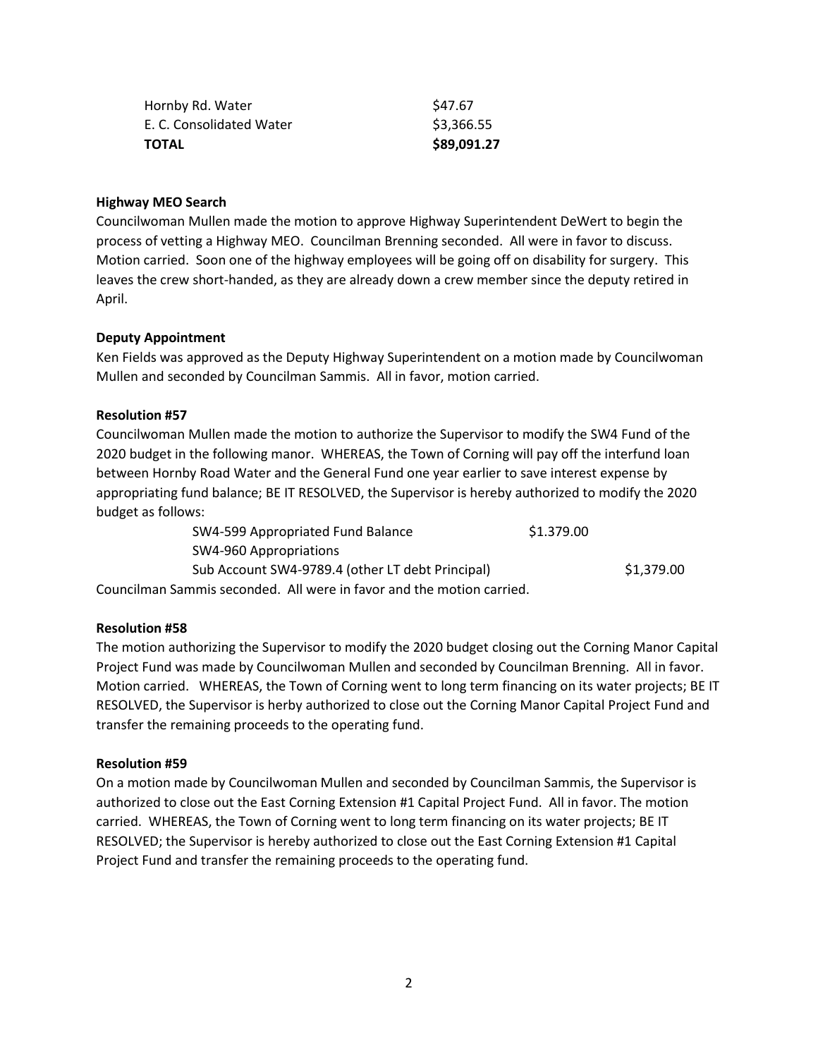| | |
|---|---|
| Hornby Rd. Water | $47.67 |
| E. C. Consolidated Water | $3,366.55 |
| **TOTAL** | **$89,091.27** |

**Highway MEO Search**

Councilwoman Mullen made the motion to approve Highway Superintendent DeWert to begin the process of vetting a Highway MEO. Councilman Brenning seconded. All were in favor to discuss. Motion carried. Soon one of the highway employees will be going off on disability for surgery. This leaves the crew short-handed, as they are already down a crew member since the deputy retired in April.

**Deputy Appointment**

Ken Fields was approved as the Deputy Highway Superintendent on a motion made by Councilwoman Mullen and seconded by Councilman Sammis. All in favor, motion carried.

**Resolution #57**

Councilwoman Mullen made the motion to authorize the Supervisor to modify the SW4 Fund of the 2020 budget in the following manor. WHEREAS, the Town of Corning will pay off the interfund loan between Hornby Road Water and the General Fund one year earlier to save interest expense by appropriating fund balance; BE IT RESOLVED, the Supervisor is hereby authorized to modify the 2020 budget as follows:

| | | |
|---|---|---|
| SW4-599 Appropriated Fund Balance | $1.379.00 | |
| SW4-960 Appropriations | | |
| Sub Account SW4-9789.4 (other LT debt Principal) | | $1,379.00 |

Councilman Sammis seconded. All were in favor and the motion carried.

**Resolution #58**

The motion authorizing the Supervisor to modify the 2020 budget closing out the Corning Manor Capital Project Fund was made by Councilwoman Mullen and seconded by Councilman Brenning. All in favor. Motion carried. WHEREAS, the Town of Corning went to long term financing on its water projects; BE IT RESOLVED, the Supervisor is herby authorized to close out the Corning Manor Capital Project Fund and transfer the remaining proceeds to the operating fund.

**Resolution #59**

On a motion made by Councilwoman Mullen and seconded by Councilman Sammis, the Supervisor is authorized to close out the East Corning Extension #1 Capital Project Fund. All in favor. The motion carried. WHEREAS, the Town of Corning went to long term financing on its water projects; BE IT RESOLVED; the Supervisor is hereby authorized to close out the East Corning Extension #1 Capital Project Fund and transfer the remaining proceeds to the operating fund.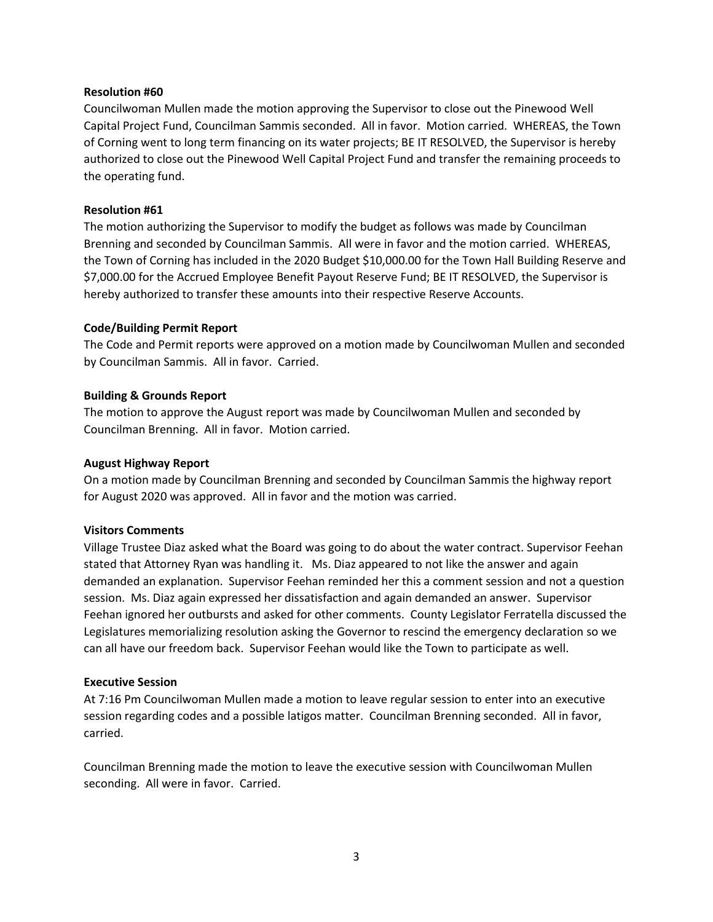**Resolution #60**

Councilwoman Mullen made the motion approving the Supervisor to close out the Pinewood Well Capital Project Fund, Councilman Sammis seconded. All in favor. Motion carried. WHEREAS, the Town of Corning went to long term financing on its water projects; BE IT RESOLVED, the Supervisor is hereby authorized to close out the Pinewood Well Capital Project Fund and transfer the remaining proceeds to the operating fund.

**Resolution #61**

The motion authorizing the Supervisor to modify the budget as follows was made by Councilman Brenning and seconded by Councilman Sammis. All were in favor and the motion carried. WHEREAS, the Town of Corning has included in the 2020 Budget $10,000.00 for the Town Hall Building Reserve and $7,000.00 for the Accrued Employee Benefit Payout Reserve Fund; BE IT RESOLVED, the Supervisor is hereby authorized to transfer these amounts into their respective Reserve Accounts.

**Code/Building Permit Report**

The Code and Permit reports were approved on a motion made by Councilwoman Mullen and seconded by Councilman Sammis. All in favor. Carried.

**Building & Grounds Report**

The motion to approve the August report was made by Councilwoman Mullen and seconded by Councilman Brenning. All in favor. Motion carried.

**August Highway Report**

On a motion made by Councilman Brenning and seconded by Councilman Sammis the highway report for August 2020 was approved. All in favor and the motion was carried.

**Visitors Comments**

Village Trustee Diaz asked what the Board was going to do about the water contract. Supervisor Feehan stated that Attorney Ryan was handling it. Ms. Diaz appeared to not like the answer and again demanded an explanation. Supervisor Feehan reminded her this a comment session and not a question session. Ms. Diaz again expressed her dissatisfaction and again demanded an answer. Supervisor Feehan ignored her outbursts and asked for other comments. County Legislator Ferratella discussed the Legislatures memorializing resolution asking the Governor to rescind the emergency declaration so we can all have our freedom back. Supervisor Feehan would like the Town to participate as well.

**Executive Session**

At 7:16 Pm Councilwoman Mullen made a motion to leave regular session to enter into an executive session regarding codes and a possible latigos matter. Councilman Brenning seconded. All in favor, carried.

Councilman Brenning made the motion to leave the executive session with Councilwoman Mullen seconding. All were in favor. Carried.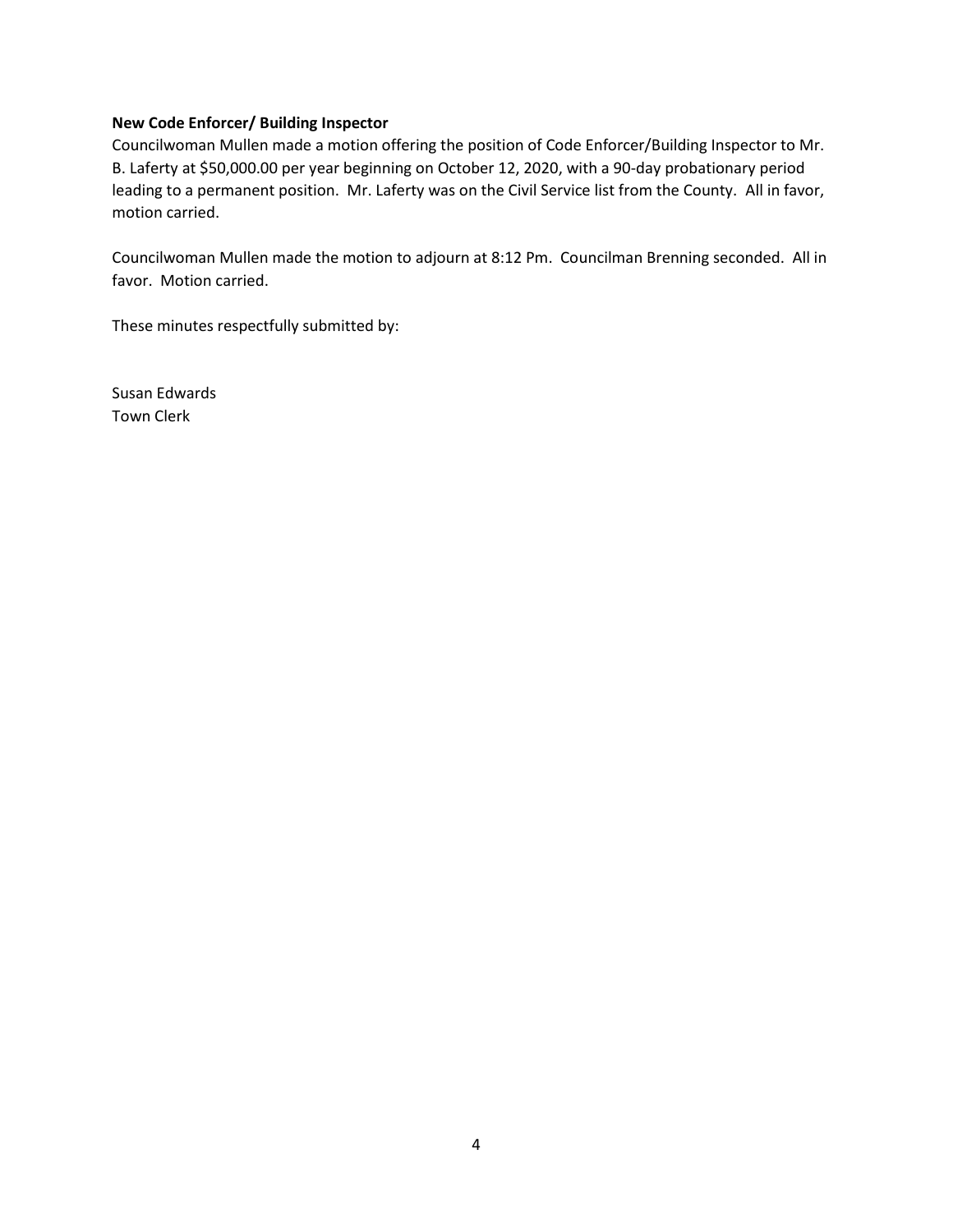**New Code Enforcer/ Building Inspector**

Councilwoman Mullen made a motion offering the position of Code Enforcer/Building Inspector to Mr. B. Laferty at $50,000.00 per year beginning on October 12, 2020, with a 90-day probationary period leading to a permanent position. Mr. Laferty was on the Civil Service list from the County. All in favor, motion carried.

Councilwoman Mullen made the motion to adjourn at 8:12 Pm. Councilman Brenning seconded. All in favor. Motion carried.

These minutes respectfully submitted by:

Susan Edwards
Town Clerk